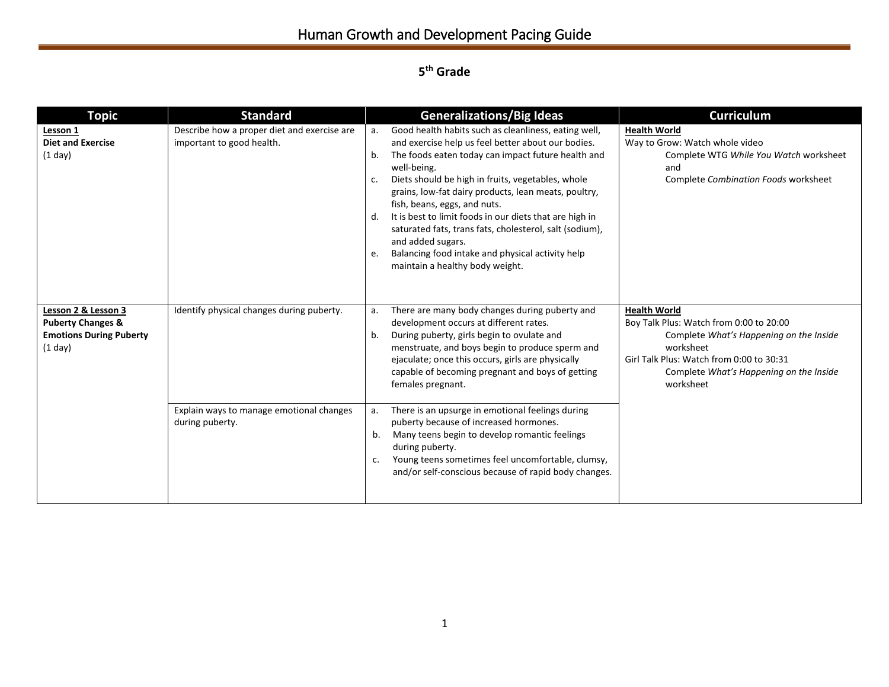# Human Growth and Development Pacing Guide

## 5th Grade

| Topic | Standard | Generalizations/Big Ideas | Curriculum |
|---|---|---|---|
| **Lesson 1**<br>**Diet and Exercise**<br>(1 day) | Describe how a proper diet and exercise are important to good health. | a. Good health habits such as cleanliness, eating well, and exercise help us feel better about our bodies.<br>b. The foods eaten today can impact future health and well-being.<br>c. Diets should be high in fruits, vegetables, whole grains, low-fat dairy products, lean meats, poultry, fish, beans, eggs, and nuts.<br>d. It is best to limit foods in our diets that are high in saturated fats, trans fats, cholesterol, salt (sodium), and added sugars.<br>e. Balancing food intake and physical activity help maintain a healthy body weight. | **Health World**<br>Way to Grow: Watch whole video<br>Complete WTG *While You Watch* worksheet and<br>Complete *Combination Foods* worksheet |
| **Lesson 2 & Lesson 3**<br>**Puberty Changes & Emotions During Puberty**<br>(1 day) | Identify physical changes during puberty. | a. There are many body changes during puberty and development occurs at different rates.<br>b. During puberty, girls begin to ovulate and menstruate, and boys begin to produce sperm and ejaculate; once this occurs, girls are physically capable of becoming pregnant and boys of getting females pregnant. | **Health World**<br>Boy Talk Plus: Watch from 0:00 to 20:00<br>Complete *What's Happening on the Inside* worksheet<br>Girl Talk Plus: Watch from 0:00 to 30:31<br>Complete *What's Happening on the Inside* worksheet |
| | Explain ways to manage emotional changes during puberty. | a. There is an upsurge in emotional feelings during puberty because of increased hormones.<br>b. Many teens begin to develop romantic feelings during puberty.<br>c. Young teens sometimes feel uncomfortable, clumsy, and/or self-conscious because of rapid body changes. | |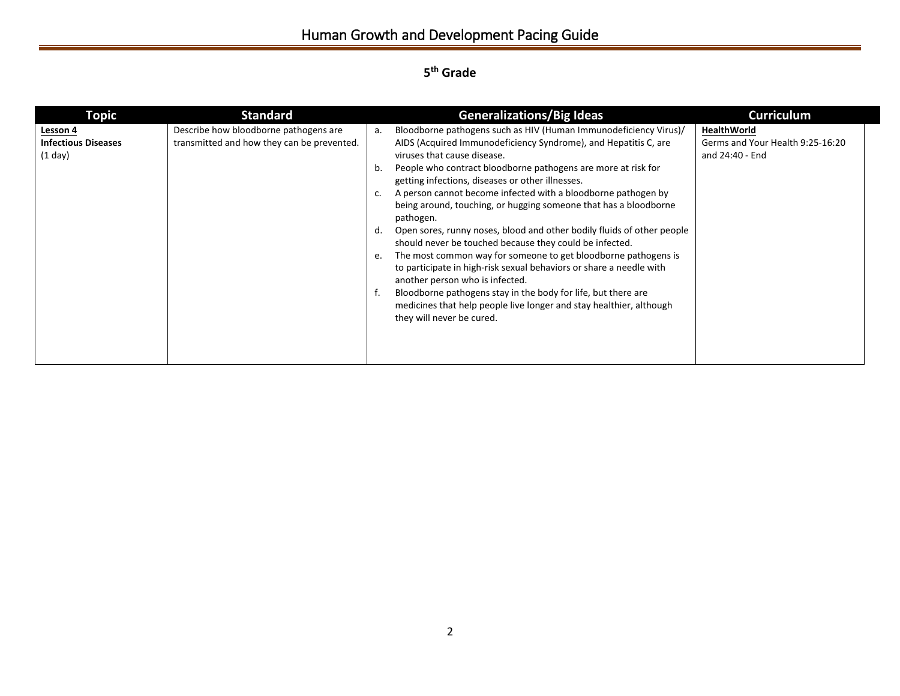# Human Growth and Development Pacing Guide

## 5th Grade

| Topic | Standard | Generalizations/Big Ideas | Curriculum |
| --- | --- | --- | --- |
| **Lesson 4**<br>**Infectious Diseases**<br>(1 day) | Describe how bloodborne pathogens are transmitted and how they can be prevented. | a. Bloodborne pathogens such as HIV (Human Immunodeficiency Virus)/ AIDS (Acquired Immunodeficiency Syndrome), and Hepatitis C, are viruses that cause disease.<br>b. People who contract bloodborne pathogens are more at risk for getting infections, diseases or other illnesses.<br>c. A person cannot become infected with a bloodborne pathogen by being around, touching, or hugging someone that has a bloodborne pathogen.<br>d. Open sores, runny noses, blood and other bodily fluids of other people should never be touched because they could be infected.<br>e. The most common way for someone to get bloodborne pathogens is to participate in high-risk sexual behaviors or share a needle with another person who is infected.<br>f. Bloodborne pathogens stay in the body for life, but there are medicines that help people live longer and stay healthier, although they will never be cured. | **HealthWorld**<br>Germs and Your Health 9:25-16:20 and 24:40 - End |